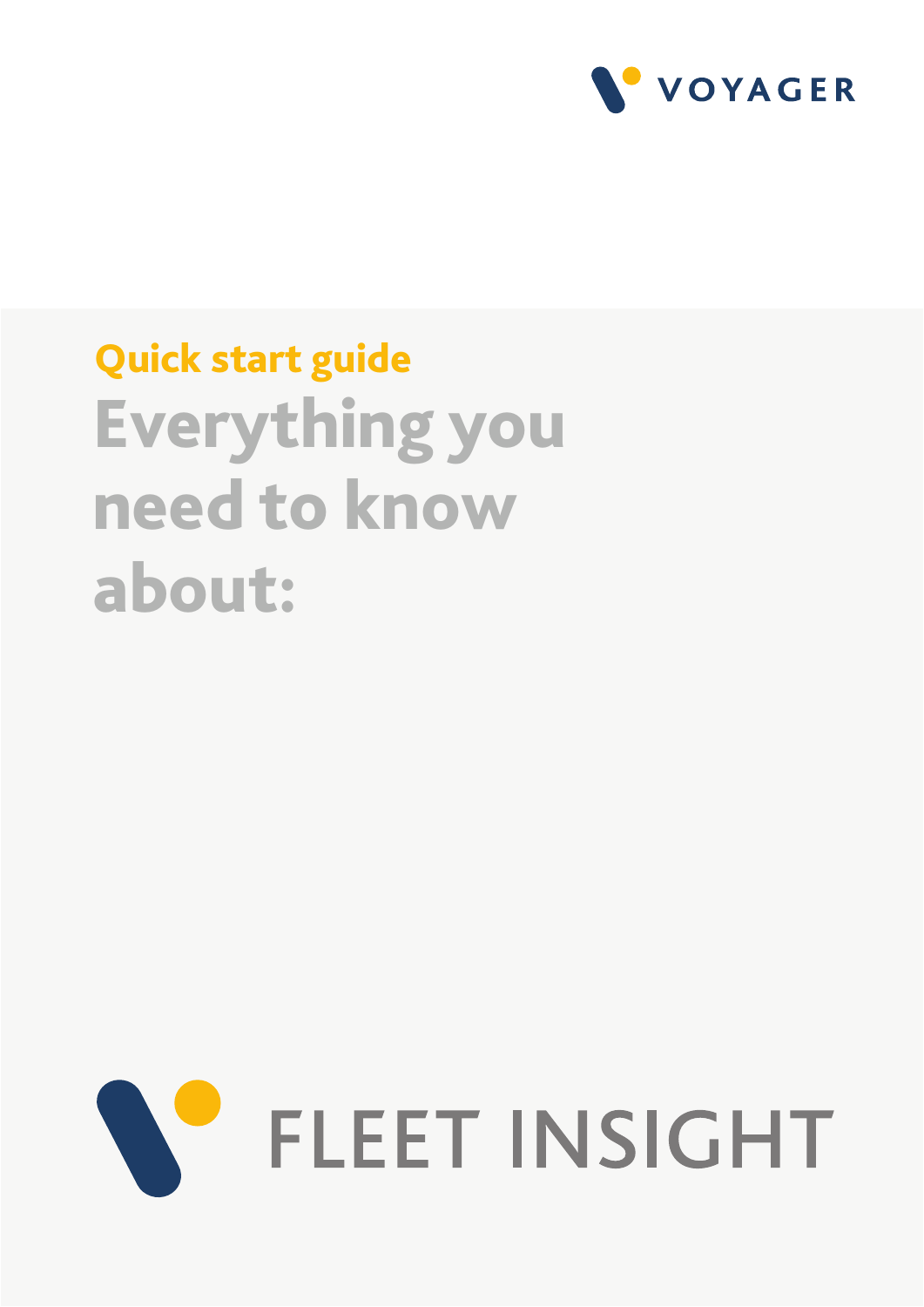VOYAGER

Quick start guide

# Everything you need to know about:

# FLEET INSIGHT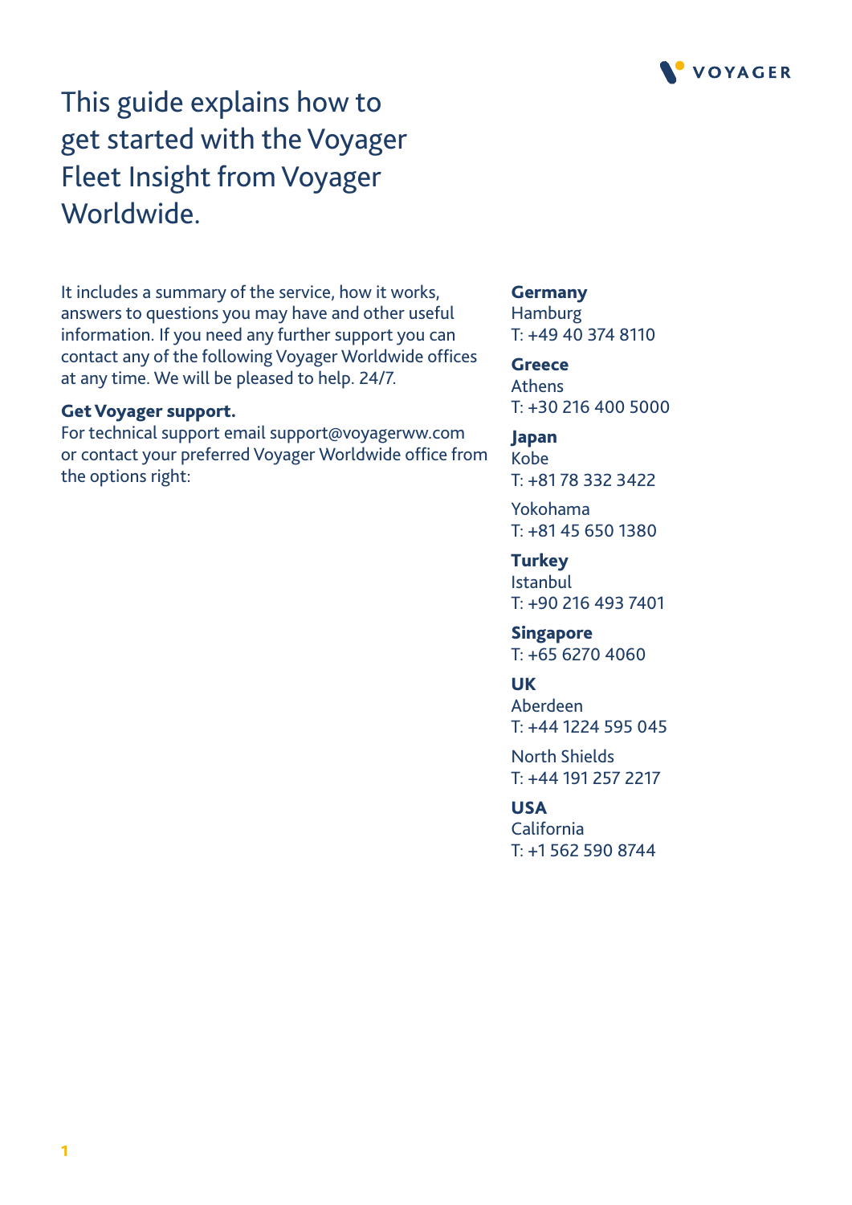# This guide explains how to get started with the Voyager Fleet Insight from Voyager Worldwide.

It includes a summary of the service, how it works, answers to questions you may have and other useful information. If you need any further support you can contact any of the following Voyager Worldwide offices at any time. We will be pleased to help. 24/7.

**Get Voyager support.**
For technical support email support@voyagerww.com or contact your preferred Voyager Worldwide office from the options right:

**Germany**
Hamburg
T: +49 40 374 8110

**Greece**
Athens
T: +30 216 400 5000

**Japan**
Kobe
T: +81 78 332 3422

Yokohama
T: +81 45 650 1380

**Turkey**
Istanbul
T: +90 216 493 7401

**Singapore**
T: +65 6270 4060

**UK**
Aberdeen
T: +44 1224 595 045

North Shields
T: +44 191 257 2217

**USA**
California
T: +1 562 590 8744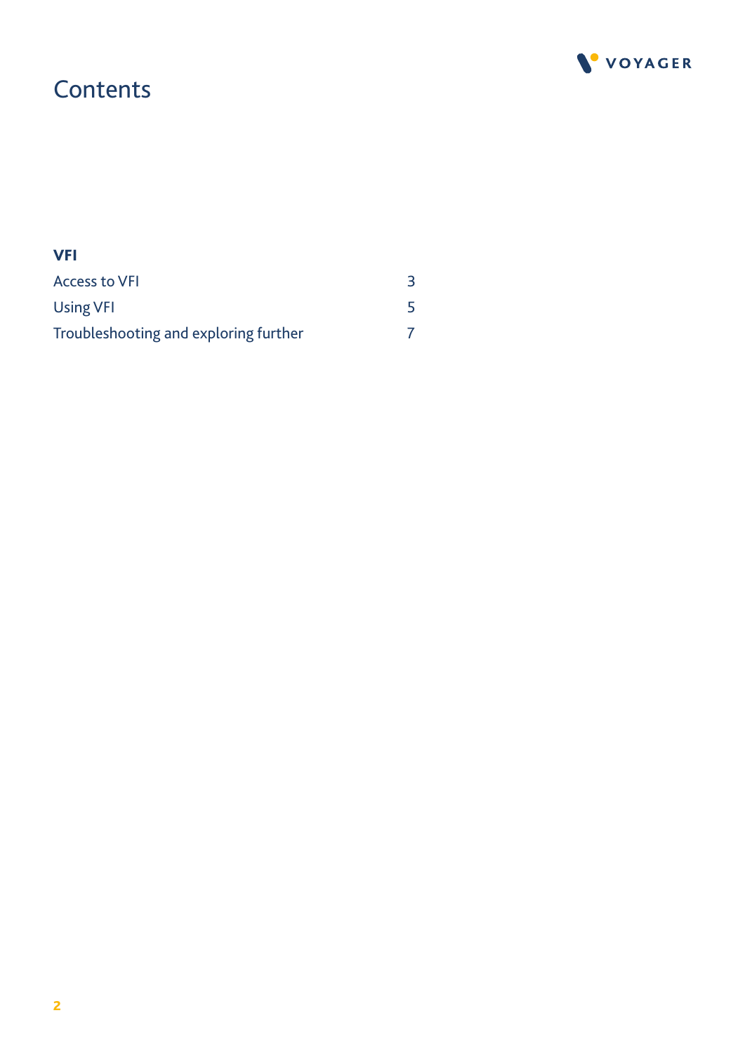# Contents

**VFI**

| | |
|---|---|
| Access to VFI | 3 |
| Using VFI | 5 |
| Troubleshooting and exploring further | 7 |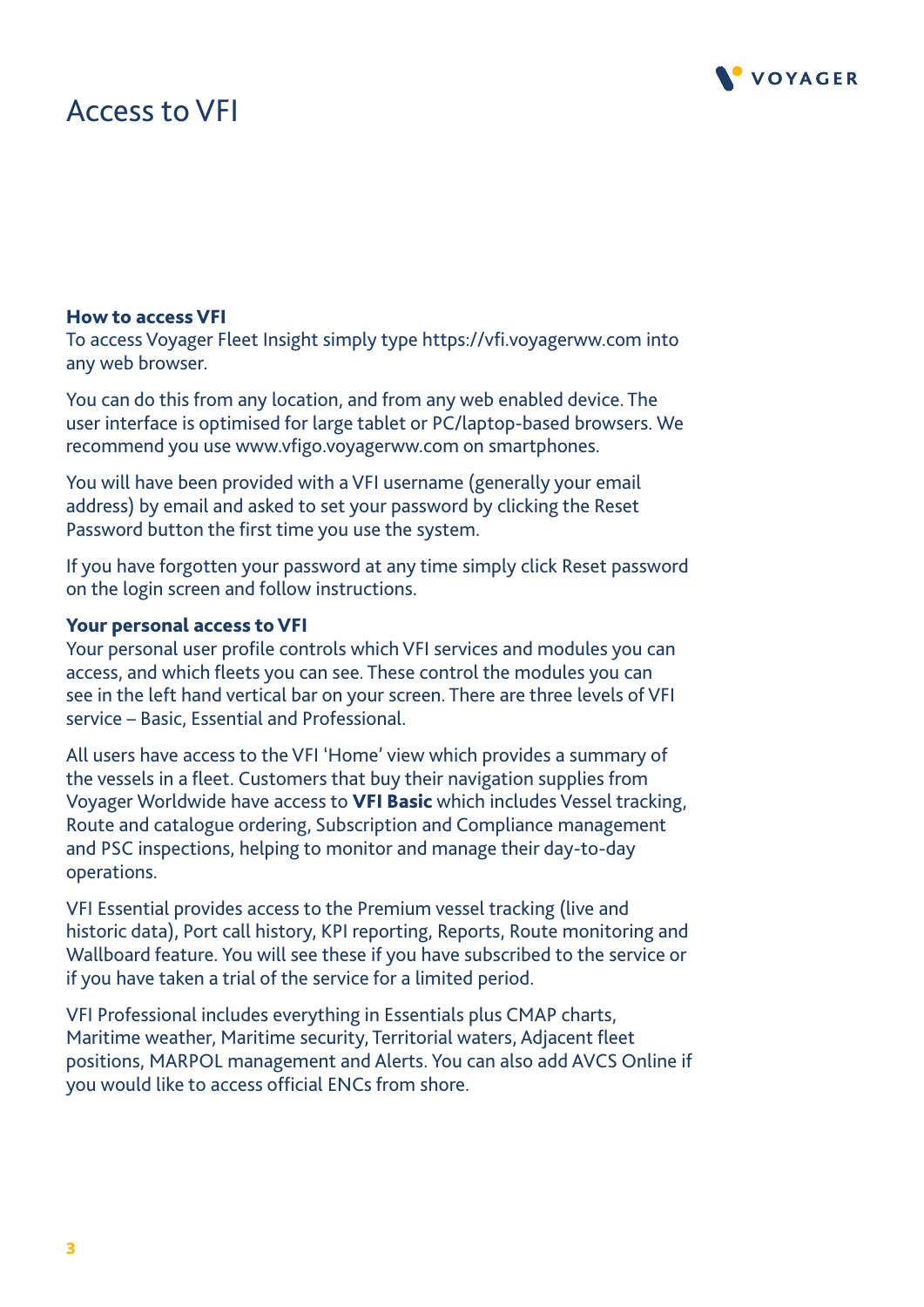# Access to VFI

**How to access VFI**

To access Voyager Fleet Insight simply type https://vfi.voyagerww.com into any web browser.

You can do this from any location, and from any web enabled device. The user interface is optimised for large tablet or PC/laptop-based browsers. We recommend you use www.vfigo.voyagerww.com on smartphones.

You will have been provided with a VFI username (generally your email address) by email and asked to set your password by clicking the Reset Password button the first time you use the system.

If you have forgotten your password at any time simply click Reset password on the login screen and follow instructions.

**Your personal access to VFI**

Your personal user profile controls which VFI services and modules you can access, and which fleets you can see. These control the modules you can see in the left hand vertical bar on your screen. There are three levels of VFI service – Basic, Essential and Professional.

All users have access to the VFI 'Home' view which provides a summary of the vessels in a fleet. Customers that buy their navigation supplies from Voyager Worldwide have access to **VFI Basic** which includes Vessel tracking, Route and catalogue ordering, Subscription and Compliance management and PSC inspections, helping to monitor and manage their day-to-day operations.

VFI Essential provides access to the Premium vessel tracking (live and historic data), Port call history, KPI reporting, Reports, Route monitoring and Wallboard feature. You will see these if you have subscribed to the service or if you have taken a trial of the service for a limited period.

VFI Professional includes everything in Essentials plus CMAP charts, Maritime weather, Maritime security, Territorial waters, Adjacent fleet positions, MARPOL management and Alerts. You can also add AVCS Online if you would like to access official ENCs from shore.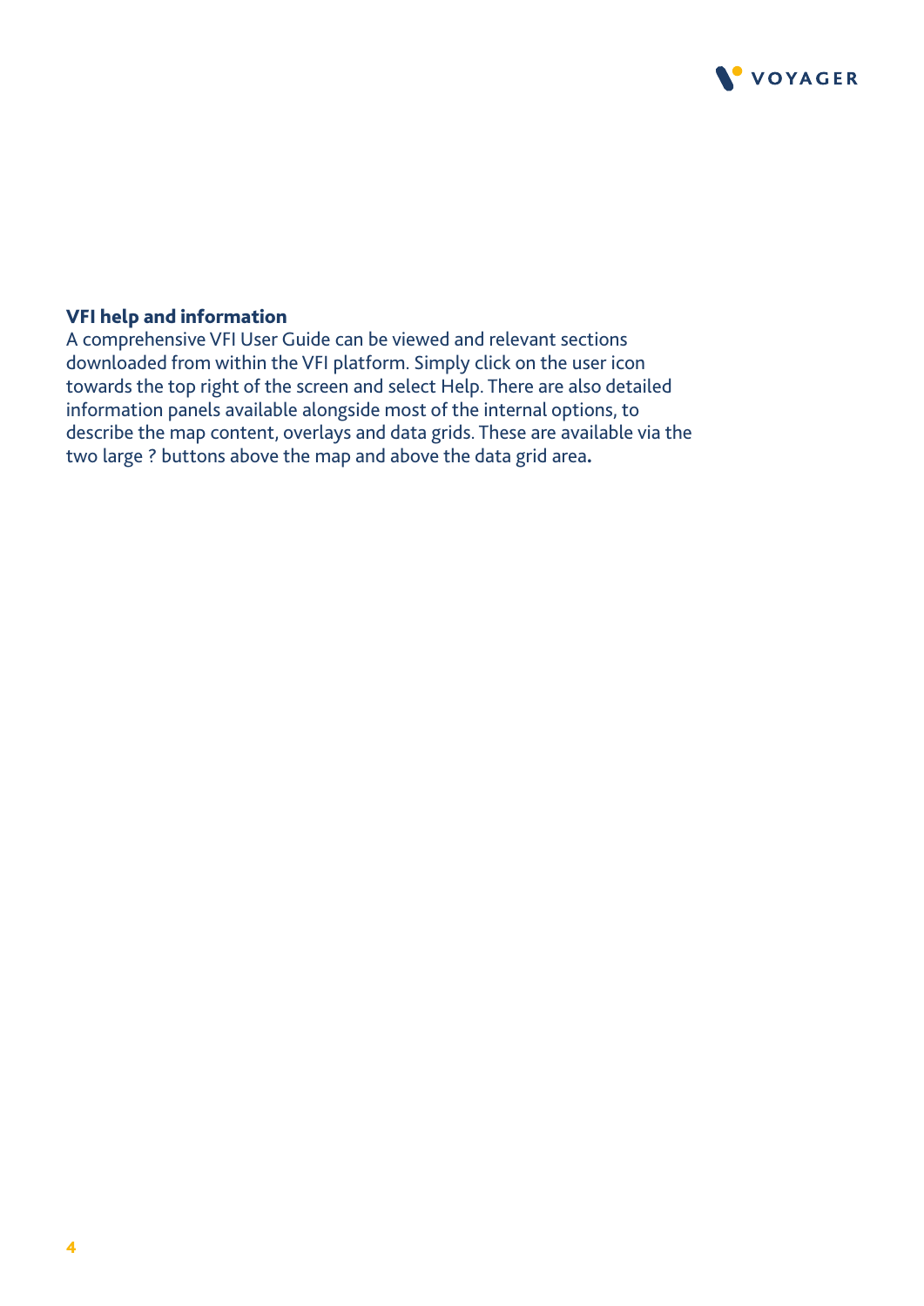### VFI help and information

A comprehensive VFI User Guide can be viewed and relevant sections downloaded from within the VFI platform. Simply click on the user icon towards the top right of the screen and select Help. There are also detailed information panels available alongside most of the internal options, to describe the map content, overlays and data grids. These are available via the two large ? buttons above the map and above the data grid area.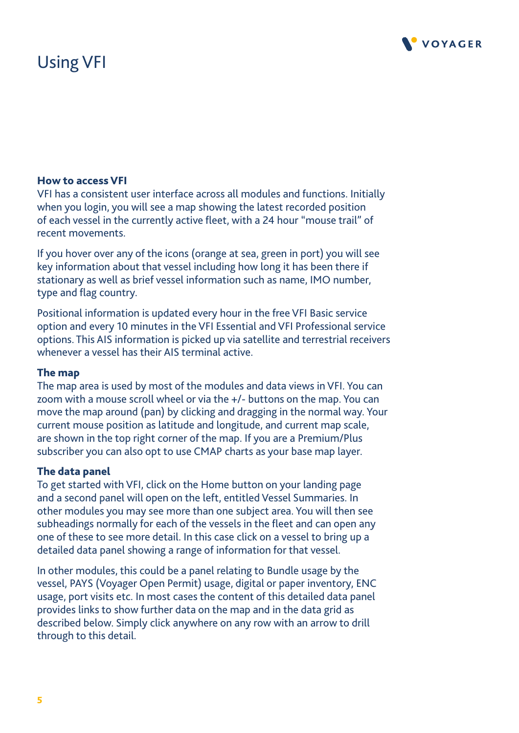# Using VFI

### How to access VFI

VFI has a consistent user interface across all modules and functions. Initially when you login, you will see a map showing the latest recorded position of each vessel in the currently active fleet, with a 24 hour “mouse trail” of recent movements.

If you hover over any of the icons (orange at sea, green in port) you will see key information about that vessel including how long it has been there if stationary as well as brief vessel information such as name, IMO number, type and flag country.

Positional information is updated every hour in the free VFI Basic service option and every 10 minutes in the VFI Essential and VFI Professional service options. This AIS information is picked up via satellite and terrestrial receivers whenever a vessel has their AIS terminal active.

### The map

The map area is used by most of the modules and data views in VFI. You can zoom with a mouse scroll wheel or via the +/- buttons on the map. You can move the map around (pan) by clicking and dragging in the normal way. Your current mouse position as latitude and longitude, and current map scale, are shown in the top right corner of the map. If you are a Premium/Plus subscriber you can also opt to use CMAP charts as your base map layer.

### The data panel

To get started with VFI, click on the Home button on your landing page and a second panel will open on the left, entitled Vessel Summaries. In other modules you may see more than one subject area. You will then see subheadings normally for each of the vessels in the fleet and can open any one of these to see more detail. In this case click on a vessel to bring up a detailed data panel showing a range of information for that vessel.

In other modules, this could be a panel relating to Bundle usage by the vessel, PAYS (Voyager Open Permit) usage, digital or paper inventory, ENC usage, port visits etc. In most cases the content of this detailed data panel provides links to show further data on the map and in the data grid as described below. Simply click anywhere on any row with an arrow to drill through to this detail.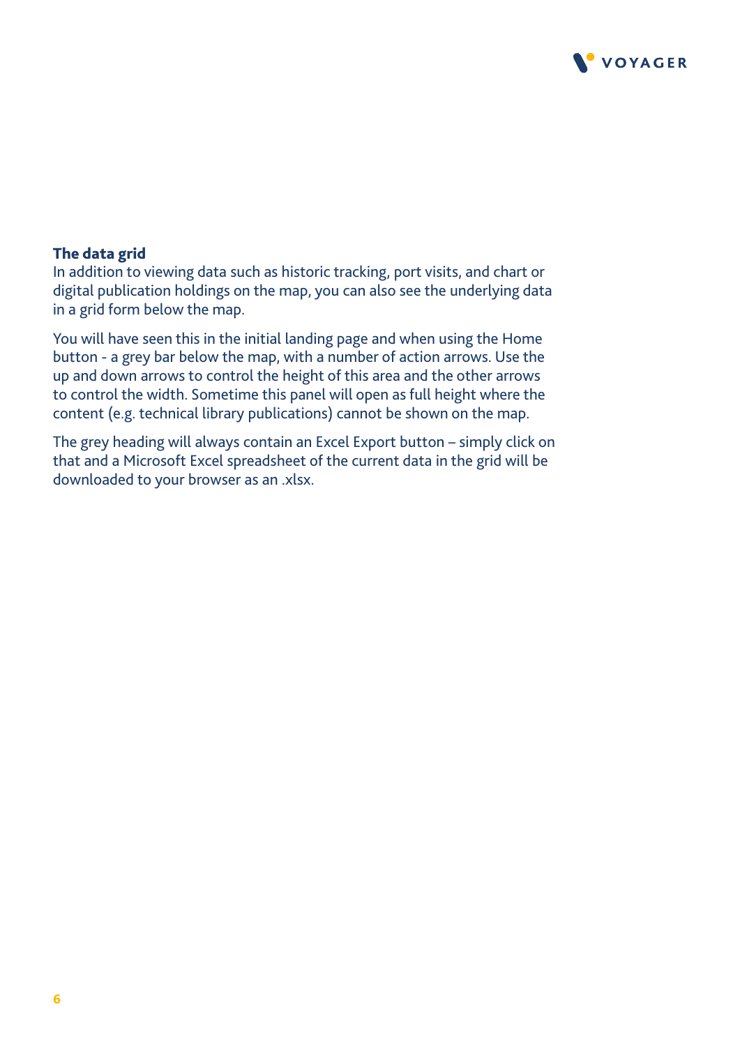## The data grid

In addition to viewing data such as historic tracking, port visits, and chart or digital publication holdings on the map, you can also see the underlying data in a grid form below the map.

You will have seen this in the initial landing page and when using the Home button - a grey bar below the map, with a number of action arrows. Use the up and down arrows to control the height of this area and the other arrows to control the width. Sometime this panel will open as full height where the content (e.g. technical library publications) cannot be shown on the map.

The grey heading will always contain an Excel Export button – simply click on that and a Microsoft Excel spreadsheet of the current data in the grid will be downloaded to your browser as an .xlsx.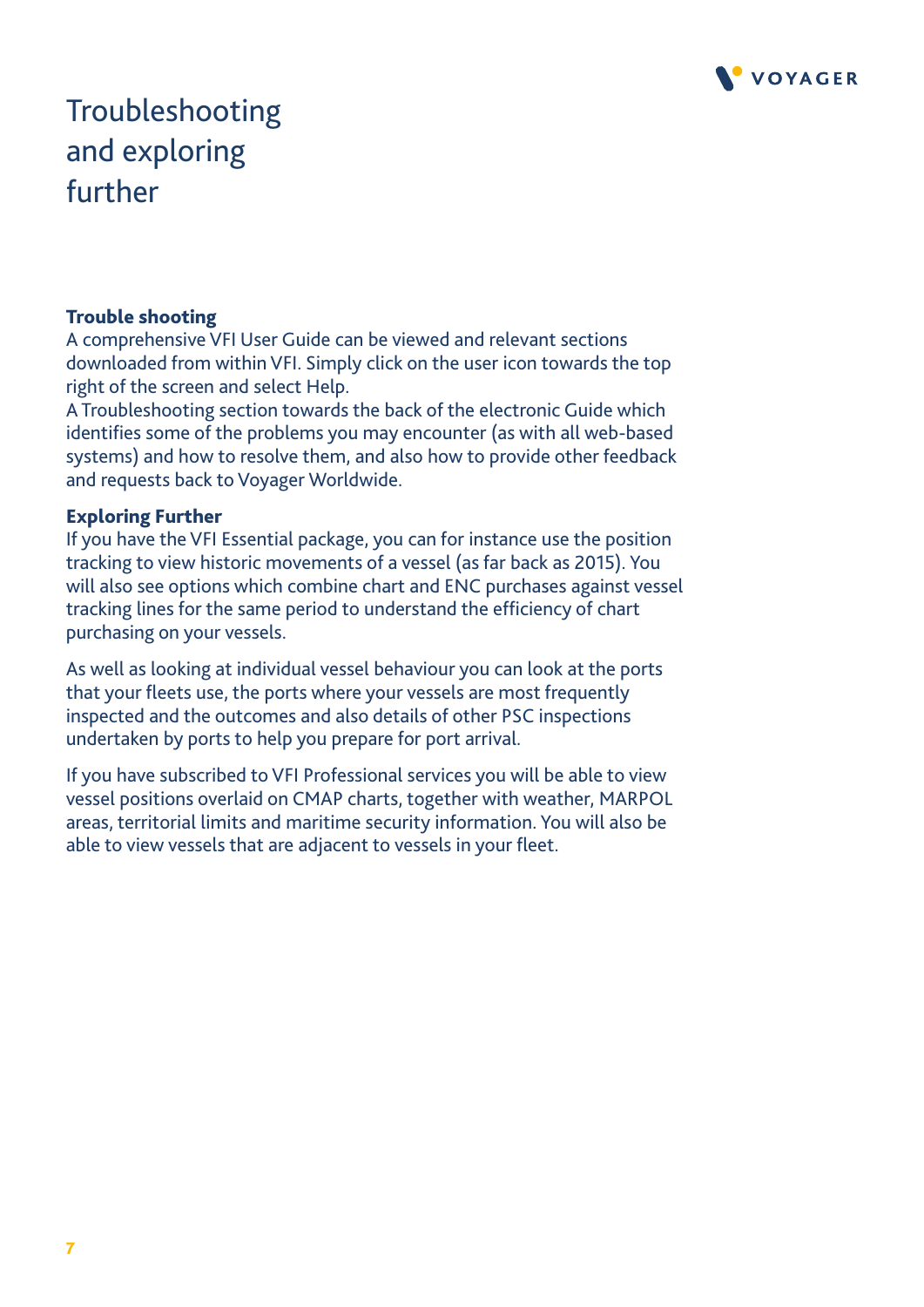# Troubleshooting and exploring further

**Trouble shooting**

A comprehensive VFI User Guide can be viewed and relevant sections downloaded from within VFI. Simply click on the user icon towards the top right of the screen and select Help.
A Troubleshooting section towards the back of the electronic Guide which identifies some of the problems you may encounter (as with all web-based systems) and how to resolve them, and also how to provide other feedback and requests back to Voyager Worldwide.

**Exploring Further**

If you have the VFI Essential package, you can for instance use the position tracking to view historic movements of a vessel (as far back as 2015). You will also see options which combine chart and ENC purchases against vessel tracking lines for the same period to understand the efficiency of chart purchasing on your vessels.

As well as looking at individual vessel behaviour you can look at the ports that your fleets use, the ports where your vessels are most frequently inspected and the outcomes and also details of other PSC inspections undertaken by ports to help you prepare for port arrival.

If you have subscribed to VFI Professional services you will be able to view vessel positions overlaid on CMAP charts, together with weather, MARPOL areas, territorial limits and maritime security information. You will also be able to view vessels that are adjacent to vessels in your fleet.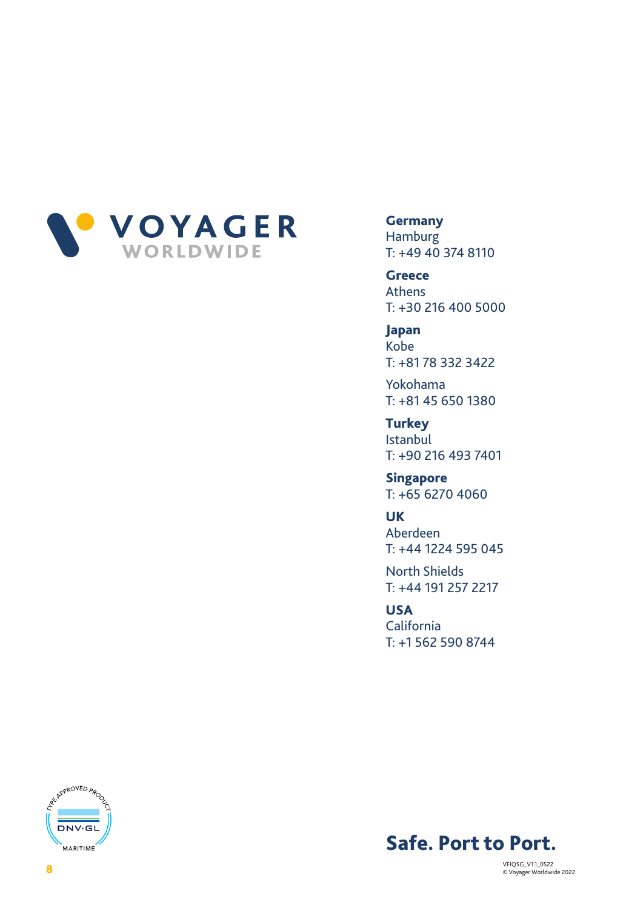VOYAGER WORLDWIDE

**Germany**
Hamburg
T: +49 40 374 8110

**Greece**
Athens
T: +30 216 400 5000

**Japan**
Kobe
T: +81 78 332 3422

Yokohama
T: +81 45 650 1380

**Turkey**
Istanbul
T: +90 216 493 7401

**Singapore**
T: +65 6270 4060

**UK**
Aberdeen
T: +44 1224 595 045

North Shields
T: +44 191 257 2217

**USA**
California
T: +1 562 590 8744

TYPE APPROVED PRODUCT DNV·GL MARITIME

**Safe. Port to Port.**

VFIQSG_V1.1_0522
© Voyager Worldwide 2022